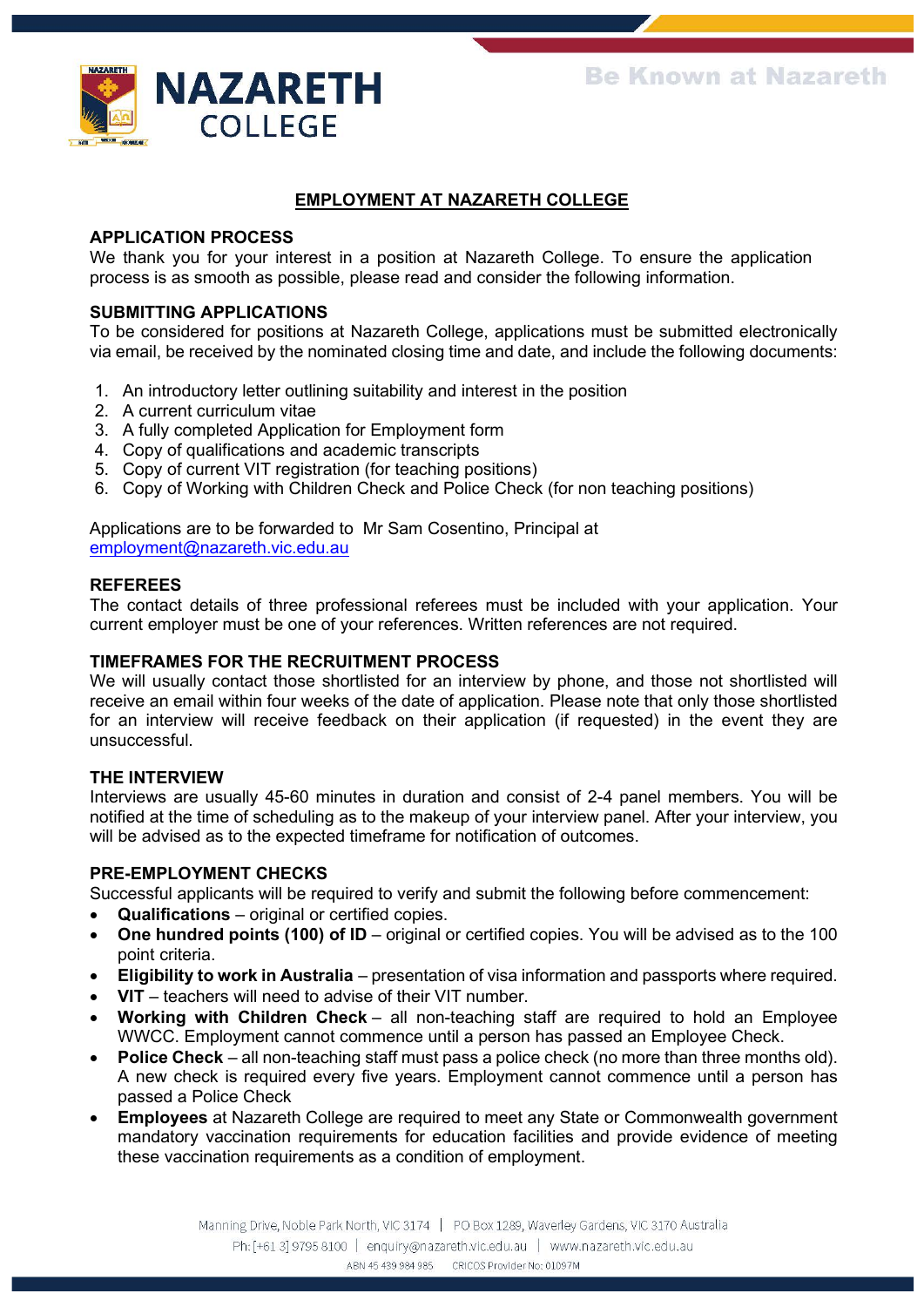**NAZARETH COLLEGE**

Be Known at Nazareth

# EMPLOYMENT AT NAZARETH COLLEGE

## APPLICATION PROCESS

We thank you for your interest in a position at Nazareth College. To ensure the application process is as smooth as possible, please read and consider the following information.

## SUBMITTING APPLICATIONS

To be considered for positions at Nazareth College, applications must be submitted electronically via email, be received by the nominated closing time and date, and include the following documents:

1. An introductory letter outlining suitability and interest in the position
2. A current curriculum vitae
3. A fully completed Application for Employment form
4. Copy of qualifications and academic transcripts
5. Copy of current VIT registration (for teaching positions)
6. Copy of Working with Children Check and Police Check (for non teaching positions)

Applications are to be forwarded to Mr Sam Cosentino, Principal at employment@nazareth.vic.edu.au

## REFEREES

The contact details of three professional referees must be included with your application. Your current employer must be one of your references. Written references are not required.

## TIMEFRAMES FOR THE RECRUITMENT PROCESS

We will usually contact those shortlisted for an interview by phone, and those not shortlisted will receive an email within four weeks of the date of application. Please note that only those shortlisted for an interview will receive feedback on their application (if requested) in the event they are unsuccessful.

## THE INTERVIEW

Interviews are usually 45-60 minutes in duration and consist of 2-4 panel members. You will be notified at the time of scheduling as to the makeup of your interview panel. After your interview, you will be advised as to the expected timeframe for notification of outcomes.

## PRE-EMPLOYMENT CHECKS

Successful applicants will be required to verify and submit the following before commencement:

- **Qualifications** – original or certified copies.
- **One hundred points (100) of ID** – original or certified copies. You will be advised as to the 100 point criteria.
- **Eligibility to work in Australia** – presentation of visa information and passports where required.
- **VIT** – teachers will need to advise of their VIT number.
- **Working with Children Check** – all non-teaching staff are required to hold an Employee WWCC. Employment cannot commence until a person has passed an Employee Check.
- **Police Check** – all non-teaching staff must pass a police check (no more than three months old). A new check is required every five years. Employment cannot commence until a person has passed a Police Check
- **Employees** at Nazareth College are required to meet any State or Commonwealth government mandatory vaccination requirements for education facilities and provide evidence of meeting these vaccination requirements as a condition of employment.

Manning Drive, Noble Park North, VIC 3174 | PO Box 1289, Waverley Gardens, VIC 3170 Australia
Ph: [+61 3] 9795 8100 | enquiry@nazareth.vic.edu.au | www.nazareth.vic.edu.au
ABN 45 439 984 985 CRICOS Provider No: 01097M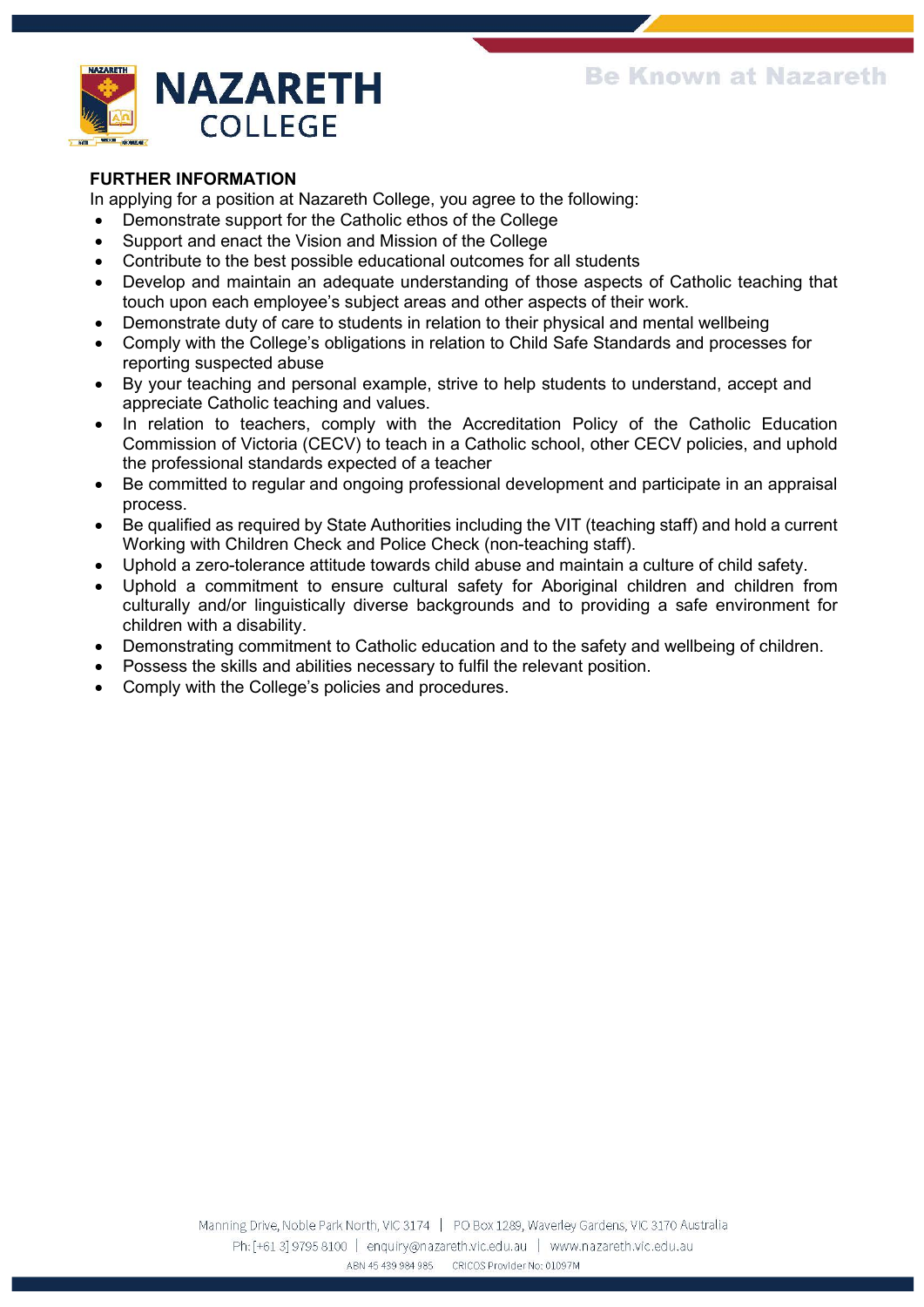## FURTHER INFORMATION

In applying for a position at Nazareth College, you agree to the following:

- Demonstrate support for the Catholic ethos of the College
- Support and enact the Vision and Mission of the College
- Contribute to the best possible educational outcomes for all students
- Develop and maintain an adequate understanding of those aspects of Catholic teaching that touch upon each employee's subject areas and other aspects of their work.
- Demonstrate duty of care to students in relation to their physical and mental wellbeing
- Comply with the College's obligations in relation to Child Safe Standards and processes for reporting suspected abuse
- By your teaching and personal example, strive to help students to understand, accept and appreciate Catholic teaching and values.
- In relation to teachers, comply with the Accreditation Policy of the Catholic Education Commission of Victoria (CECV) to teach in a Catholic school, other CECV policies, and uphold the professional standards expected of a teacher
- Be committed to regular and ongoing professional development and participate in an appraisal process.
- Be qualified as required by State Authorities including the VIT (teaching staff) and hold a current Working with Children Check and Police Check (non-teaching staff).
- Uphold a zero-tolerance attitude towards child abuse and maintain a culture of child safety.
- Uphold a commitment to ensure cultural safety for Aboriginal children and children from culturally and/or linguistically diverse backgrounds and to providing a safe environment for children with a disability.
- Demonstrating commitment to Catholic education and to the safety and wellbeing of children.
- Possess the skills and abilities necessary to fulfil the relevant position.
- Comply with the College's policies and procedures.